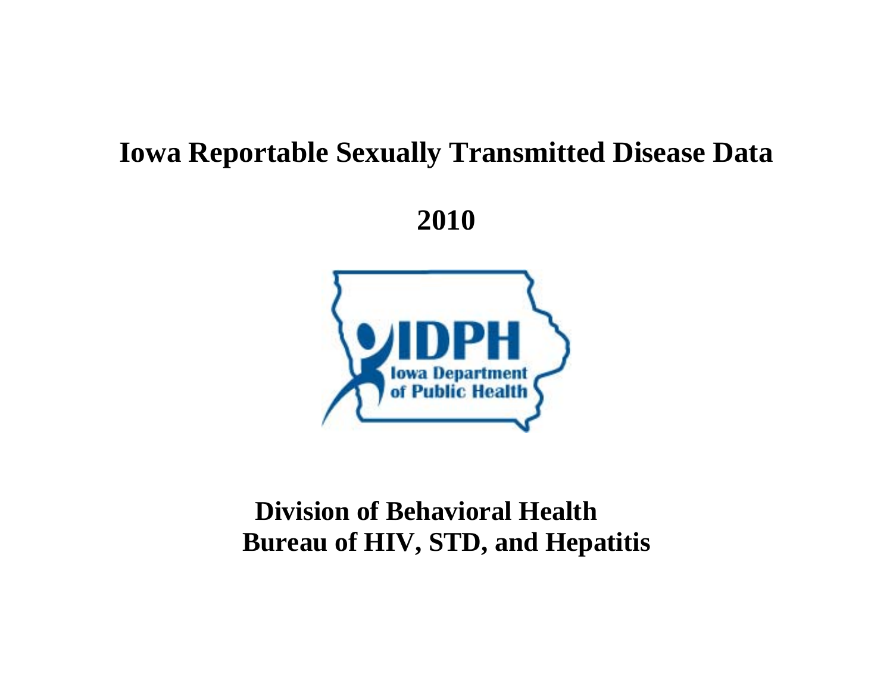# Iowa Reportable Sexually Transmitted Disease Data

## 2010

IDPH
Iowa Department of Public Health

**Division of Behavioral Health**
**Bureau of HIV, STD, and Hepatitis**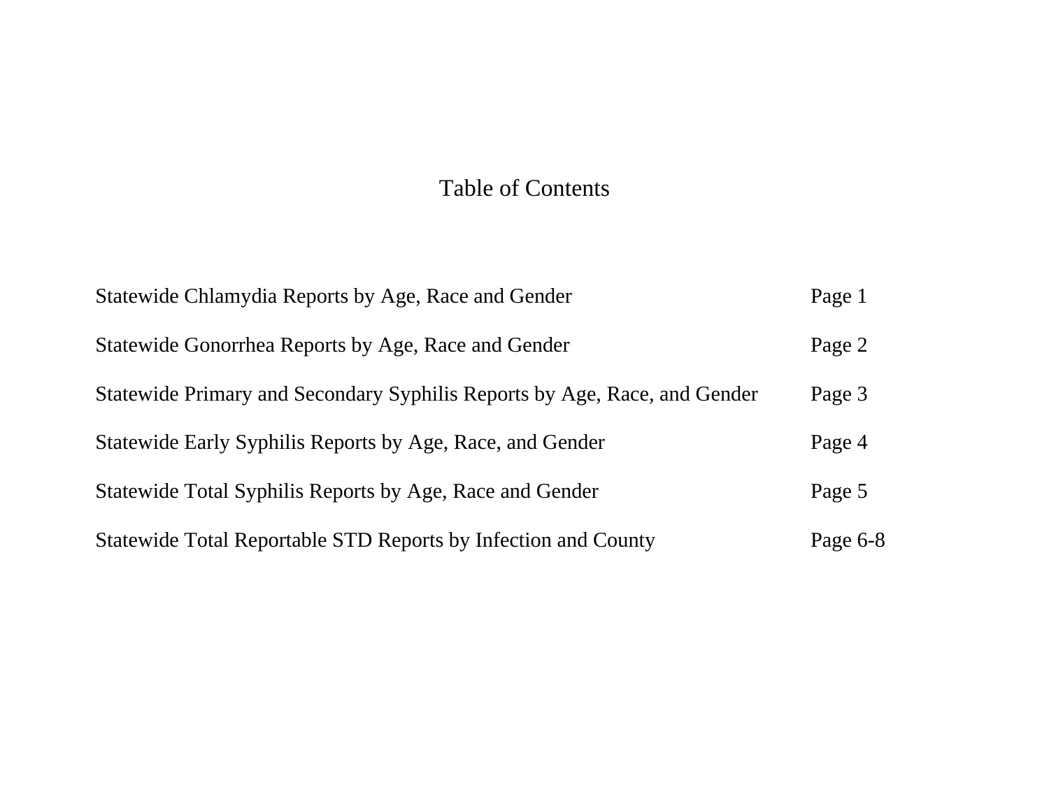# Table of Contents

| | |
|---|---|
| Statewide Chlamydia Reports by Age, Race and Gender | Page 1 |
| Statewide Gonorrhea Reports by Age, Race and Gender | Page 2 |
| Statewide Primary and Secondary Syphilis Reports by Age, Race, and Gender | Page 3 |
| Statewide Early Syphilis Reports by Age, Race, and Gender | Page 4 |
| Statewide Total Syphilis Reports by Age, Race and Gender | Page 5 |
| Statewide Total Reportable STD Reports by Infection and County | Page 6-8 |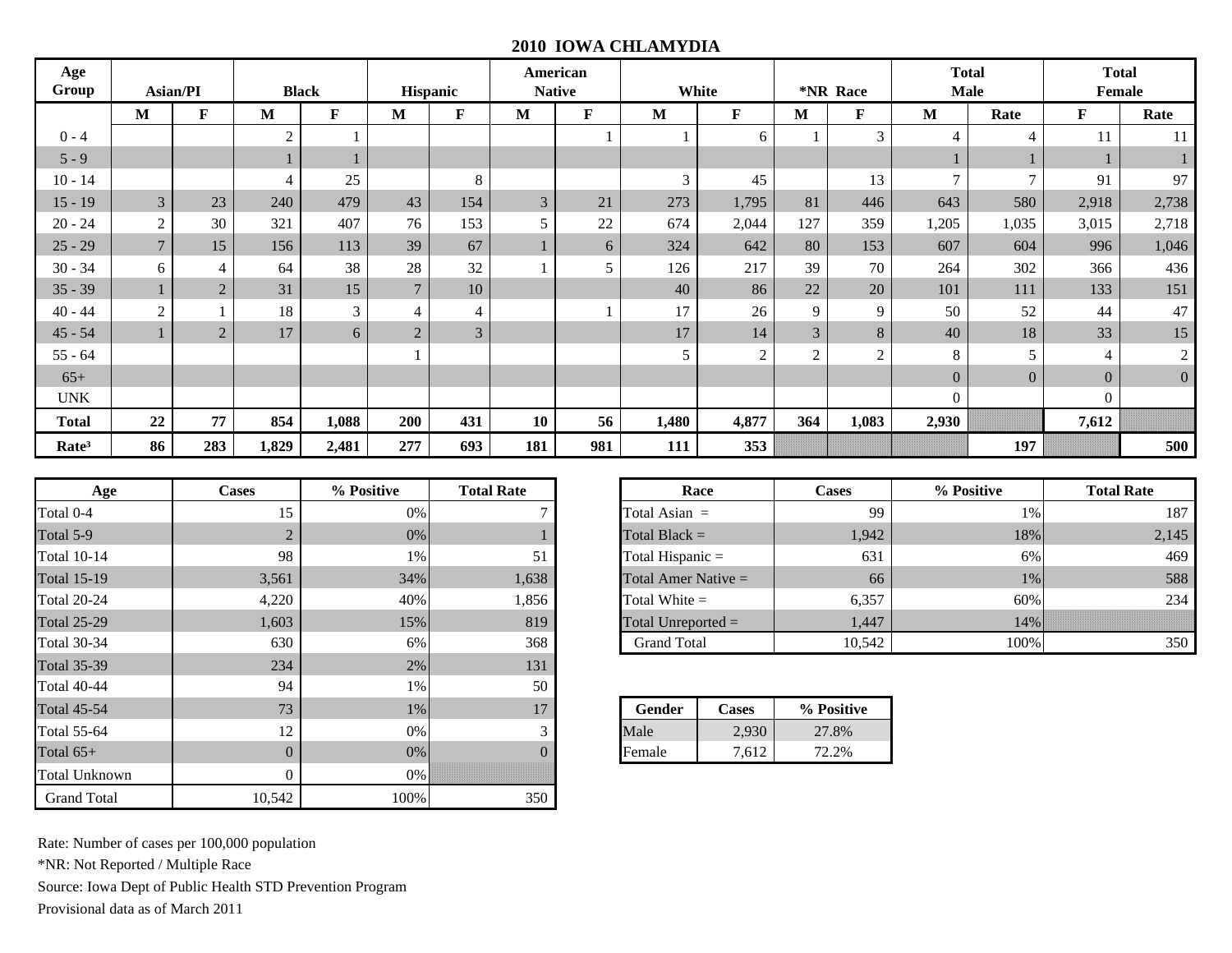## 2010 IOWA CHLAMYDIA

| Age Group | Asian/PI | | Black | | Hispanic | | American Native | | White | | *NR Race | | Total Male | | Total Female | |
|---|---|---|---|---|---|---|---|---|---|---|---|---|---|---|---|---|
| | M | F | M | F | M | F | M | F | M | F | M | F | M | Rate | F | Rate |
| 0 - 4 | | | 2 | 1 | | | | 1 | 1 | 6 | 1 | 3 | 4 | 4 | 11 | 11 |
| 5 - 9 | | | 1 | 1 | | | | | | | | | 1 | 1 | 1 | 1 |
| 10 - 14 | | | 4 | 25 | | 8 | | | 3 | 45 | | 13 | 7 | 7 | 91 | 97 |
| 15 - 19 | 3 | 23 | 240 | 479 | 43 | 154 | 3 | 21 | 273 | 1,795 | 81 | 446 | 643 | 580 | 2,918 | 2,738 |
| 20 - 24 | 2 | 30 | 321 | 407 | 76 | 153 | 5 | 22 | 674 | 2,044 | 127 | 359 | 1,205 | 1,035 | 3,015 | 2,718 |
| 25 - 29 | 7 | 15 | 156 | 113 | 39 | 67 | 1 | 6 | 324 | 642 | 80 | 153 | 607 | 604 | 996 | 1,046 |
| 30 - 34 | 6 | 4 | 64 | 38 | 28 | 32 | 1 | 5 | 126 | 217 | 39 | 70 | 264 | 302 | 366 | 436 |
| 35 - 39 | 1 | 2 | 31 | 15 | 7 | 10 | | | 40 | 86 | 22 | 20 | 101 | 111 | 133 | 151 |
| 40 - 44 | 2 | 1 | 18 | 3 | 4 | 4 | | 1 | 17 | 26 | 9 | 9 | 50 | 52 | 44 | 47 |
| 45 - 54 | 1 | 2 | 17 | 6 | 2 | 3 | | | 17 | 14 | 3 | 8 | 40 | 18 | 33 | 15 |
| 55 - 64 | | | | | 1 | | | | 5 | 2 | 2 | 2 | 8 | 5 | 4 | 2 |
| 65+ | | | | | | | | | | | | | 0 | 0 | 0 | 0 |
| UNK | | | | | | | | | | | | | 0 | | 0 | |
| **Total** | **22** | **77** | **854** | **1,088** | **200** | **431** | **10** | **56** | **1,480** | **4,877** | **364** | **1,083** | **2,930** | | **7,612** | |
| **Rate³** | **86** | **283** | **1,829** | **2,481** | **277** | **693** | **181** | **981** | **111** | **353** | | | | **197** | | **500** |

| Age | Cases | % Positive | Total Rate |
|---|---|---|---|
| Total 0-4 | 15 | 0% | 7 |
| Total 5-9 | 2 | 0% | 1 |
| Total 10-14 | 98 | 1% | 51 |
| Total 15-19 | 3,561 | 34% | 1,638 |
| Total 20-24 | 4,220 | 40% | 1,856 |
| Total 25-29 | 1,603 | 15% | 819 |
| Total 30-34 | 630 | 6% | 368 |
| Total 35-39 | 234 | 2% | 131 |
| Total 40-44 | 94 | 1% | 50 |
| Total 45-54 | 73 | 1% | 17 |
| Total 55-64 | 12 | 0% | 3 |
| Total 65+ | 0 | 0% | 0 |
| Total Unknown | 0 | 0% | |
| Grand Total | 10,542 | 100% | 350 |

| Race | Cases | % Positive | Total Rate |
|---|---|---|---|
| Total Asian = | 99 | 1% | 187 |
| Total Black = | 1,942 | 18% | 2,145 |
| Total Hispanic = | 631 | 6% | 469 |
| Total Amer Native = | 66 | 1% | 588 |
| Total White = | 6,357 | 60% | 234 |
| Total Unreported = | 1,447 | 14% | |
| Grand Total | 10,542 | 100% | 350 |

| Gender | Cases | % Positive |
|---|---|---|
| Male | 2,930 | 27.8% |
| Female | 7,612 | 72.2% |

Rate: Number of cases per 100,000 population

*NR: Not Reported / Multiple Race

Source: Iowa Dept of Public Health STD Prevention Program

Provisional data as of March 2011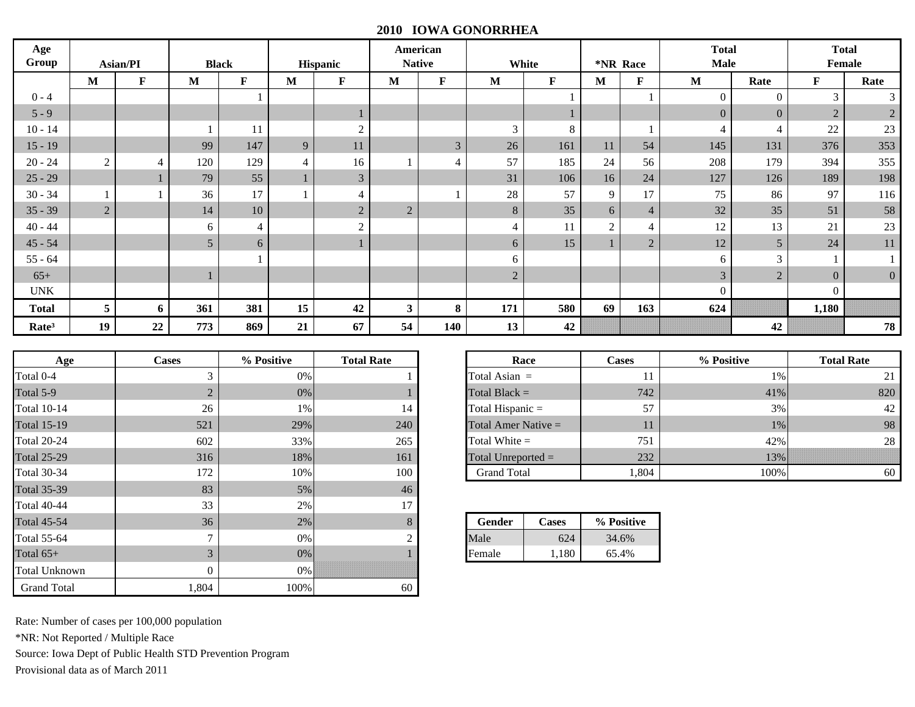# 2010 IOWA GONORRHEA

| Age Group | Asian/PI | | Black | | Hispanic | | American Native | | White | | *NR Race | | Total Male | | Total Female | |
|---|---|---|---|---|---|---|---|---|---|---|---|---|---|---|---|---|
| | M | F | M | F | M | F | M | F | M | F | M | F | M | Rate | F | Rate |
| 0 - 4 | | | | 1 | | | | | | 1 | | 1 | 0 | 0 | 3 | 3 |
| 5 - 9 | | | | | | 1 | | | | 1 | | | 0 | 0 | 2 | 2 |
| 10 - 14 | | | 1 | 11 | | 2 | | | 3 | 8 | | 1 | 4 | 4 | 22 | 23 |
| 15 - 19 | | | 99 | 147 | 9 | 11 | | 3 | 26 | 161 | 11 | 54 | 145 | 131 | 376 | 353 |
| 20 - 24 | 2 | 4 | 120 | 129 | 4 | 16 | 1 | 4 | 57 | 185 | 24 | 56 | 208 | 179 | 394 | 355 |
| 25 - 29 | | 1 | 79 | 55 | 1 | 3 | | | 31 | 106 | 16 | 24 | 127 | 126 | 189 | 198 |
| 30 - 34 | 1 | 1 | 36 | 17 | 1 | 4 | | 1 | 28 | 57 | 9 | 17 | 75 | 86 | 97 | 116 |
| 35 - 39 | 2 | | 14 | 10 | | 2 | 2 | | 8 | 35 | 6 | 4 | 32 | 35 | 51 | 58 |
| 40 - 44 | | | 6 | 4 | | 2 | | | 4 | 11 | 2 | 4 | 12 | 13 | 21 | 23 |
| 45 - 54 | | | 5 | 6 | | 1 | | | 6 | 15 | 1 | 2 | 12 | 5 | 24 | 11 |
| 55 - 64 | | | | 1 | | | | | 6 | | | | 6 | 3 | 1 | 1 |
| 65+ | | | 1 | | | | | | 2 | | | | 3 | 2 | 0 | 0 |
| UNK | | | | | | | | | | | | | 0 | | 0 | |
| **Total** | **5** | **6** | **361** | **381** | **15** | **42** | **3** | **8** | **171** | **580** | **69** | **163** | **624** | | **1,180** | |
| **Rate³** | **19** | **22** | **773** | **869** | **21** | **67** | **54** | **140** | **13** | **42** | | | | **42** | | **78** |

| Age | Cases | % Positive | Total Rate |
|---|---|---|---|
| Total 0-4 | 3 | 0% | 1 |
| Total 5-9 | 2 | 0% | 1 |
| Total 10-14 | 26 | 1% | 14 |
| Total 15-19 | 521 | 29% | 240 |
| Total 20-24 | 602 | 33% | 265 |
| Total 25-29 | 316 | 18% | 161 |
| Total 30-34 | 172 | 10% | 100 |
| Total 35-39 | 83 | 5% | 46 |
| Total 40-44 | 33 | 2% | 17 |
| Total 45-54 | 36 | 2% | 8 |
| Total 55-64 | 7 | 0% | 2 |
| Total 65+ | 3 | 0% | 1 |
| Total Unknown | 0 | 0% | |
| Grand Total | 1,804 | 100% | 60 |

| Race | Cases | % Positive | Total Rate |
|---|---|---|---|
| Total Asian = | 11 | 1% | 21 |
| Total Black = | 742 | 41% | 820 |
| Total Hispanic = | 57 | 3% | 42 |
| Total Amer Native = | 11 | 1% | 98 |
| Total White = | 751 | 42% | 28 |
| Total Unreported = | 232 | 13% | |
| Grand Total | 1,804 | 100% | 60 |

| Gender | Cases | % Positive |
|---|---|---|
| Male | 624 | 34.6% |
| Female | 1,180 | 65.4% |

Rate: Number of cases per 100,000 population

*NR: Not Reported / Multiple Race

Source: Iowa Dept of Public Health STD Prevention Program

Provisional data as of March 2011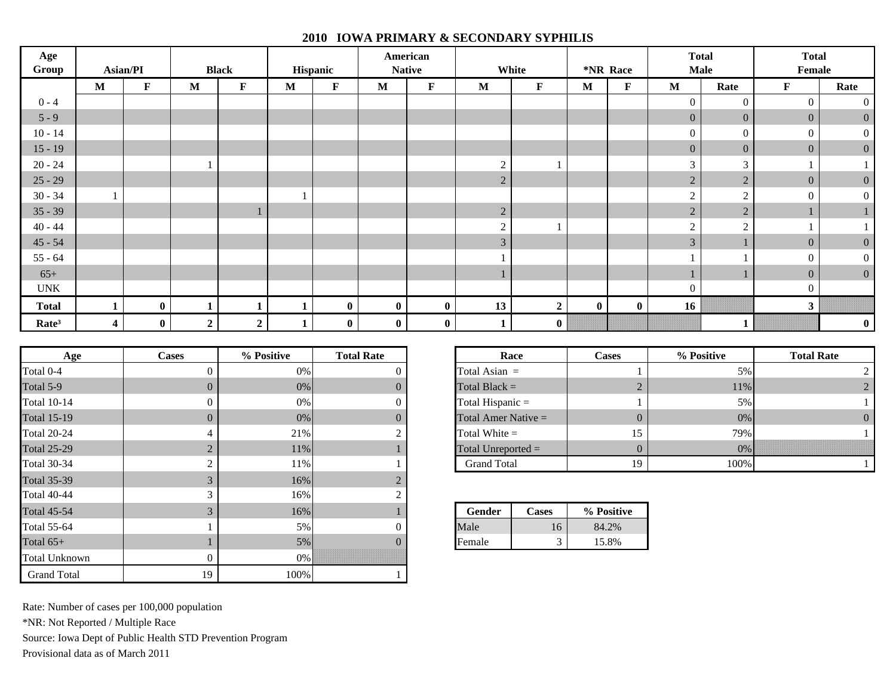# 2010 IOWA PRIMARY & SECONDARY SYPHILIS

| Age Group | Asian/PI | | Black | | Hispanic | | American Native | | White | | *NR Race | | Total Male | | Total Female | |
|---|---|---|---|---|---|---|---|---|---|---|---|---|---|---|---|---|
| | M | F | M | F | M | F | M | F | M | F | M | F | M | Rate | F | Rate |
| 0 - 4 | | | | | | | | | | | | | 0 | 0 | 0 | 0 |
| 5 - 9 | | | | | | | | | | | | | 0 | 0 | 0 | 0 |
| 10 - 14 | | | | | | | | | | | | | 0 | 0 | 0 | 0 |
| 15 - 19 | | | | | | | | | | | | | 0 | 0 | 0 | 0 |
| 20 - 24 | | | 1 | | | | | | 2 | 1 | | | 3 | 3 | 1 | 1 |
| 25 - 29 | | | | | | | | | 2 | | | | 2 | 2 | 0 | 0 |
| 30 - 34 | 1 | | | | 1 | | | | | | | | 2 | 2 | 0 | 0 |
| 35 - 39 | | | | 1 | | | | | 2 | | | | 2 | 2 | 1 | 1 |
| 40 - 44 | | | | | | | | | 2 | 1 | | | 2 | 2 | 1 | 1 |
| 45 - 54 | | | | | | | | | 3 | | | | 3 | 1 | 0 | 0 |
| 55 - 64 | | | | | | | | | 1 | | | | 1 | 1 | 0 | 0 |
| 65+ | | | | | | | | | 1 | | | | 1 | 1 | 0 | 0 |
| UNK | | | | | | | | | | | | | 0 | | 0 | |
| **Total** | **1** | **0** | **1** | **1** | **1** | **0** | **0** | **0** | **13** | **2** | **0** | **0** | **16** | | **3** | |
| **Rate³** | **4** | **0** | **2** | **2** | **1** | **0** | **0** | **0** | **1** | **0** | | | | **1** | | **0** |

| Age | Cases | % Positive | Total Rate |
|---|---|---|---|
| Total 0-4 | 0 | 0% | 0 |
| Total 5-9 | 0 | 0% | 0 |
| Total 10-14 | 0 | 0% | 0 |
| Total 15-19 | 0 | 0% | 0 |
| Total 20-24 | 4 | 21% | 2 |
| Total 25-29 | 2 | 11% | 1 |
| Total 30-34 | 2 | 11% | 1 |
| Total 35-39 | 3 | 16% | 2 |
| Total 40-44 | 3 | 16% | 2 |
| Total 45-54 | 3 | 16% | 1 |
| Total 55-64 | 1 | 5% | 0 |
| Total 65+ | 1 | 5% | 0 |
| Total Unknown | 0 | 0% | |
| Grand Total | 19 | 100% | 1 |

| Race | Cases | % Positive | Total Rate |
|---|---|---|---|
| Total Asian = | 1 | 5% | 2 |
| Total Black = | 2 | 11% | 2 |
| Total Hispanic = | 1 | 5% | 1 |
| Total Amer Native = | 0 | 0% | 0 |
| Total White = | 15 | 79% | 1 |
| Total Unreported = | 0 | 0% | |
| Grand Total | 19 | 100% | 1 |

| Gender | Cases | % Positive |
|---|---|---|
| Male | 16 | 84.2% |
| Female | 3 | 15.8% |

Rate: Number of cases per 100,000 population

*NR: Not Reported / Multiple Race

Source: Iowa Dept of Public Health STD Prevention Program

Provisional data as of March 2011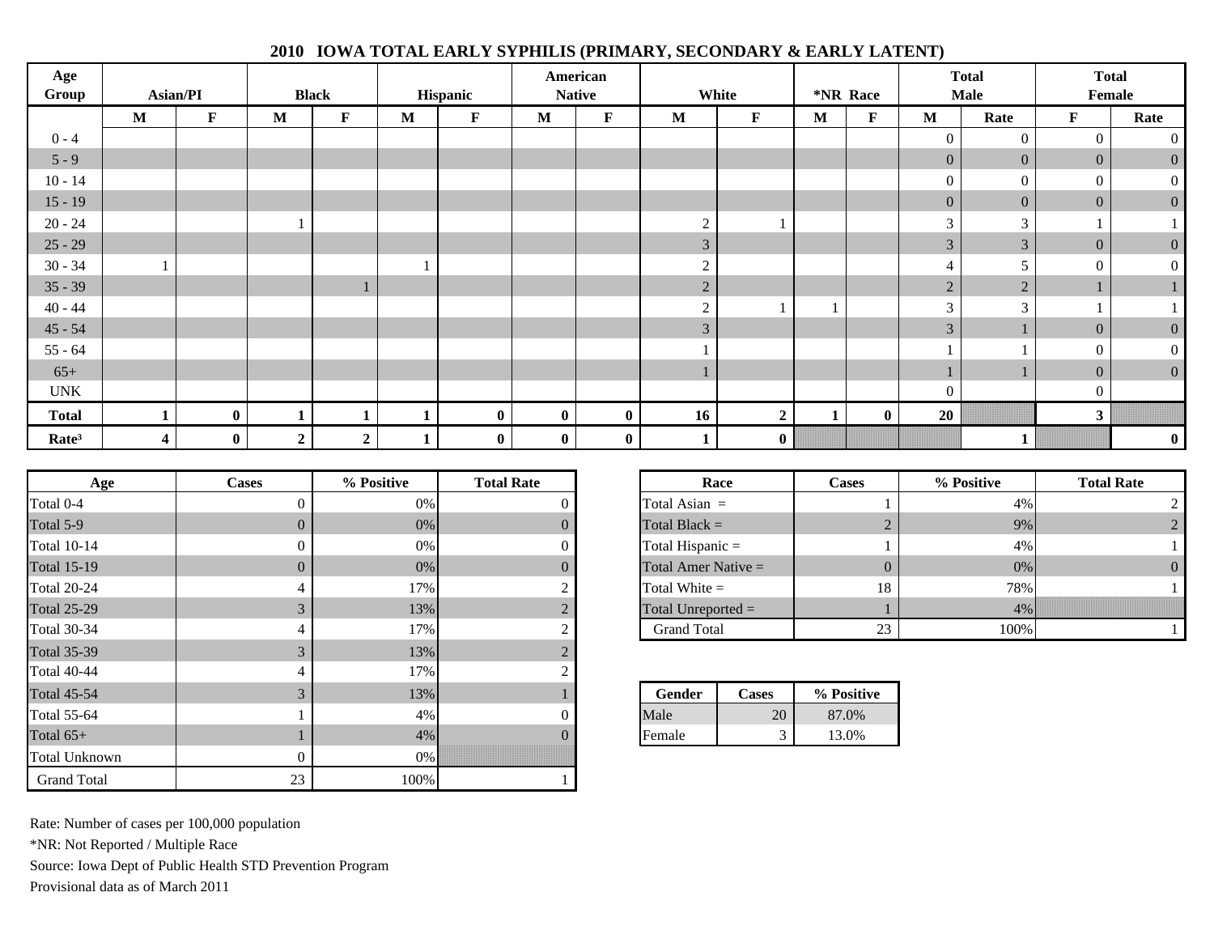## 2010 IOWA TOTAL EARLY SYPHILIS (PRIMARY, SECONDARY & EARLY LATENT)

| Age Group | Asian/PI | | Black | | Hispanic | | American Native | | White | | *NR Race | | Total Male | | Total Female | |
|---|---|---|---|---|---|---|---|---|---|---|---|---|---|---|---|---|
| | M | F | M | F | M | F | M | F | M | F | M | F | M | Rate | F | Rate |
| 0 - 4 | | | | | | | | | | | | | 0 | 0 | 0 | 0 |
| 5 - 9 | | | | | | | | | | | | | 0 | 0 | 0 | 0 |
| 10 - 14 | | | | | | | | | | | | | 0 | 0 | 0 | 0 |
| 15 - 19 | | | | | | | | | | | | | 0 | 0 | 0 | 0 |
| 20 - 24 | | | 1 | | | | | | 2 | 1 | | | 3 | 3 | 1 | 1 |
| 25 - 29 | | | | | | | | | 3 | | | | 3 | 3 | 0 | 0 |
| 30 - 34 | 1 | | | | 1 | | | | 2 | | | | 4 | 5 | 0 | 0 |
| 35 - 39 | | | | 1 | | | | | 2 | | | | 2 | 2 | 1 | 1 |
| 40 - 44 | | | | | | | | | 2 | 1 | 1 | | 3 | 3 | 1 | 1 |
| 45 - 54 | | | | | | | | | 3 | | | | 3 | 1 | 0 | 0 |
| 55 - 64 | | | | | | | | | 1 | | | | 1 | 1 | 0 | 0 |
| 65+ | | | | | | | | | 1 | | | | 1 | 1 | 0 | 0 |
| UNK | | | | | | | | | | | | | 0 | | 0 | |
| **Total** | **1** | **0** | **1** | **1** | **1** | **0** | **0** | **0** | **16** | **2** | **1** | **0** | **20** | | **3** | |
| **Rate³** | **4** | **0** | **2** | **2** | **1** | **0** | **0** | **0** | **1** | **0** | | | | **1** | | **0** |

| Age | Cases | % Positive | Total Rate |
|---|---|---|---|
| Total 0-4 | 0 | 0% | 0 |
| Total 5-9 | 0 | 0% | 0 |
| Total 10-14 | 0 | 0% | 0 |
| Total 15-19 | 0 | 0% | 0 |
| Total 20-24 | 4 | 17% | 2 |
| Total 25-29 | 3 | 13% | 2 |
| Total 30-34 | 4 | 17% | 2 |
| Total 35-39 | 3 | 13% | 2 |
| Total 40-44 | 4 | 17% | 2 |
| Total 45-54 | 3 | 13% | 1 |
| Total 55-64 | 1 | 4% | 0 |
| Total 65+ | 1 | 4% | 0 |
| Total Unknown | 0 | 0% | |
| Grand Total | 23 | 100% | 1 |

| Race | Cases | % Positive | Total Rate |
|---|---|---|---|
| Total Asian = | 1 | 4% | 2 |
| Total Black = | 2 | 9% | 2 |
| Total Hispanic = | 1 | 4% | 1 |
| Total Amer Native = | 0 | 0% | 0 |
| Total White = | 18 | 78% | 1 |
| Total Unreported = | 1 | 4% | |
| Grand Total | 23 | 100% | 1 |

| Gender | Cases | % Positive |
|---|---|---|
| Male | 20 | 87.0% |
| Female | 3 | 13.0% |

Rate: Number of cases per 100,000 population

*NR: Not Reported / Multiple Race

Source: Iowa Dept of Public Health STD Prevention Program

Provisional data as of March 2011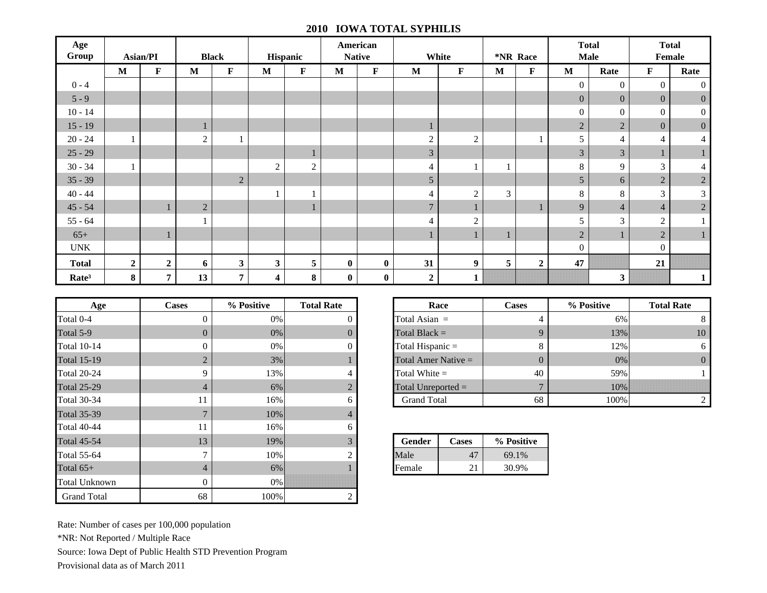## 2010 IOWA TOTAL SYPHILIS

| Age Group | Asian/PI | | Black | | Hispanic | | American Native | | White | | *NR Race | | Total Male | | Total Female | |
|---|---|---|---|---|---|---|---|---|---|---|---|---|---|---|---|---|
| | M | F | M | F | M | F | M | F | M | F | M | F | M | Rate | F | Rate |
| 0 - 4 | | | | | | | | | | | | | 0 | 0 | 0 | 0 |
| 5 - 9 | | | | | | | | | | | | | 0 | 0 | 0 | 0 |
| 10 - 14 | | | | | | | | | | | | | 0 | 0 | 0 | 0 |
| 15 - 19 | | | 1 | | | | | | 1 | | | | 2 | 2 | 0 | 0 |
| 20 - 24 | 1 | | 2 | 1 | | | | | 2 | 2 | | 1 | 5 | 4 | 4 | 4 |
| 25 - 29 | | | | | | 1 | | | 3 | | | | 3 | 3 | 1 | 1 |
| 30 - 34 | 1 | | | | 2 | 2 | | | 4 | 1 | 1 | | 8 | 9 | 3 | 4 |
| 35 - 39 | | | | 2 | | | | | 5 | | | | 5 | 6 | 2 | 2 |
| 40 - 44 | | | | | 1 | 1 | | | 4 | 2 | 3 | | 8 | 8 | 3 | 3 |
| 45 - 54 | | 1 | 2 | | | 1 | | | 7 | 1 | | 1 | 9 | 4 | 4 | 2 |
| 55 - 64 | | | 1 | | | | | | 4 | 2 | | | 5 | 3 | 2 | 1 |
| 65+ | | 1 | | | | | | | 1 | 1 | 1 | | 2 | 1 | 2 | 1 |
| UNK | | | | | | | | | | | | | 0 | | 0 | |
| **Total** | **2** | **2** | **6** | **3** | **3** | **5** | **0** | **0** | **31** | **9** | **5** | **2** | **47** | | **21** | |
| **Rate³** | **8** | **7** | **13** | **7** | **4** | **8** | **0** | **0** | **2** | **1** | | | | **3** | | **1** |

| Age | Cases | % Positive | Total Rate |
|---|---|---|---|
| Total 0-4 | 0 | 0% | 0 |
| Total 5-9 | 0 | 0% | 0 |
| Total 10-14 | 0 | 0% | 0 |
| Total 15-19 | 2 | 3% | 1 |
| Total 20-24 | 9 | 13% | 4 |
| Total 25-29 | 4 | 6% | 2 |
| Total 30-34 | 11 | 16% | 6 |
| Total 35-39 | 7 | 10% | 4 |
| Total 40-44 | 11 | 16% | 6 |
| Total 45-54 | 13 | 19% | 3 |
| Total 55-64 | 7 | 10% | 2 |
| Total 65+ | 4 | 6% | 1 |
| Total Unknown | 0 | 0% | |
| Grand Total | 68 | 100% | 2 |

| Race | Cases | % Positive | Total Rate |
|---|---|---|---|
| Total Asian = | 4 | 6% | 8 |
| Total Black = | 9 | 13% | 10 |
| Total Hispanic = | 8 | 12% | 6 |
| Total Amer Native = | 0 | 0% | 0 |
| Total White = | 40 | 59% | 1 |
| Total Unreported = | 7 | 10% | |
| Grand Total | 68 | 100% | 2 |

| Gender | Cases | % Positive |
|---|---|---|
| Male | 47 | 69.1% |
| Female | 21 | 30.9% |

Rate: Number of cases per 100,000 population

*NR: Not Reported / Multiple Race

Source: Iowa Dept of Public Health STD Prevention Program

Provisional data as of March 2011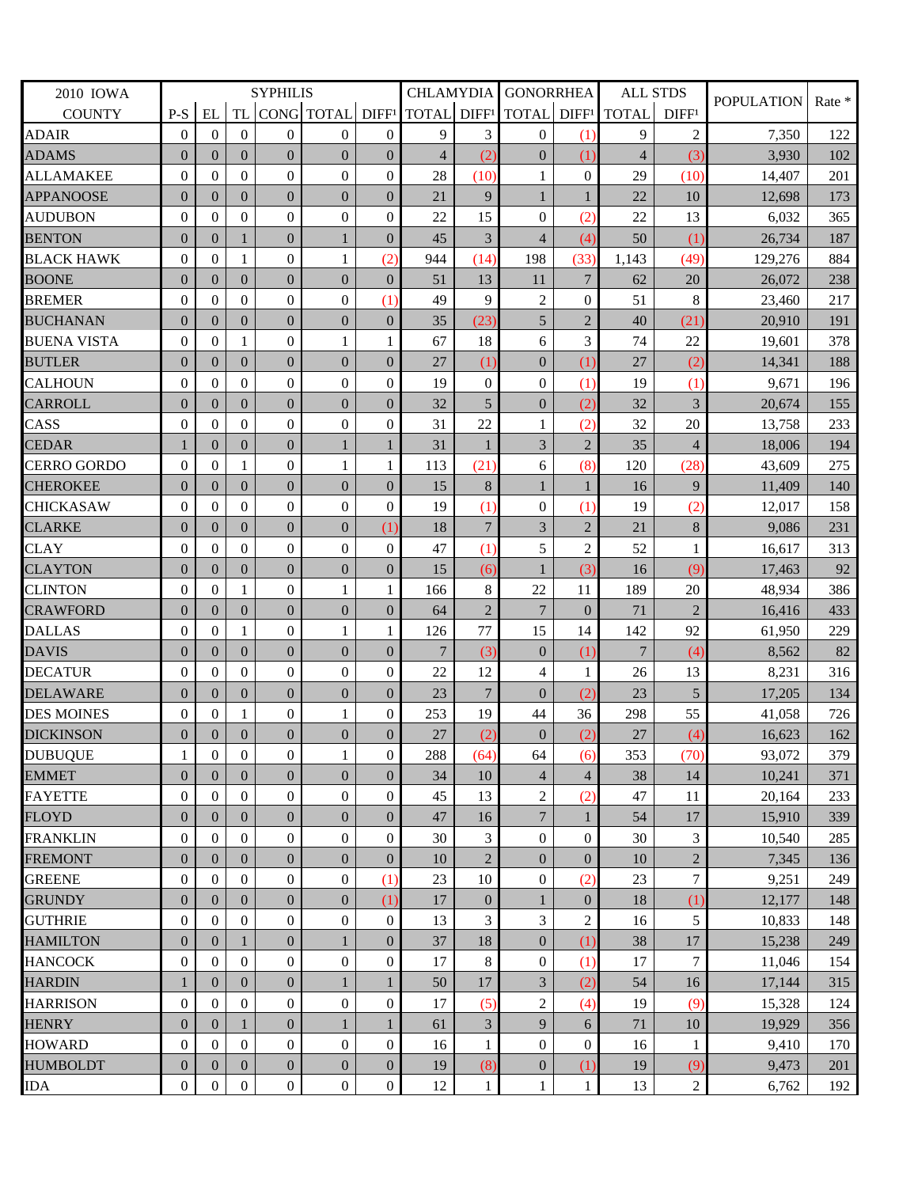| 2010 IOWA | SYPHILIS | | | | | | CHLAMYDIA | | GONORRHEA | | ALL STDS | | POPULATION | Rate * |
|---|---|---|---|---|---|---|---|---|---|---|---|---|---|---|
| COUNTY | P-S | EL | TL | CONG | TOTAL | DIFF¹ | TOTAL | DIFF¹ | TOTAL | DIFF¹ | TOTAL | DIFF¹ | | |
| ADAIR | 0 | 0 | 0 | 0 | 0 | 0 | 9 | 3 | 0 | (1) | 9 | 2 | 7,350 | 122 |
| ADAMS | 0 | 0 | 0 | 0 | 0 | 0 | 4 | (2) | 0 | (1) | 4 | (3) | 3,930 | 102 |
| ALLAMAKEE | 0 | 0 | 0 | 0 | 0 | 0 | 28 | (10) | 1 | 0 | 29 | (10) | 14,407 | 201 |
| APPANOOSE | 0 | 0 | 0 | 0 | 0 | 0 | 21 | 9 | 1 | 1 | 22 | 10 | 12,698 | 173 |
| AUDUBON | 0 | 0 | 0 | 0 | 0 | 0 | 22 | 15 | 0 | (2) | 22 | 13 | 6,032 | 365 |
| BENTON | 0 | 0 | 1 | 0 | 1 | 0 | 45 | 3 | 4 | (4) | 50 | (1) | 26,734 | 187 |
| BLACK HAWK | 0 | 0 | 1 | 0 | 1 | (2) | 944 | (14) | 198 | (33) | 1,143 | (49) | 129,276 | 884 |
| BOONE | 0 | 0 | 0 | 0 | 0 | 0 | 51 | 13 | 11 | 7 | 62 | 20 | 26,072 | 238 |
| BREMER | 0 | 0 | 0 | 0 | 0 | (1) | 49 | 9 | 2 | 0 | 51 | 8 | 23,460 | 217 |
| BUCHANAN | 0 | 0 | 0 | 0 | 0 | 0 | 35 | (23) | 5 | 2 | 40 | (21) | 20,910 | 191 |
| BUENA VISTA | 0 | 0 | 1 | 0 | 1 | 1 | 67 | 18 | 6 | 3 | 74 | 22 | 19,601 | 378 |
| BUTLER | 0 | 0 | 0 | 0 | 0 | 0 | 27 | (1) | 0 | (1) | 27 | (2) | 14,341 | 188 |
| CALHOUN | 0 | 0 | 0 | 0 | 0 | 0 | 19 | 0 | 0 | (1) | 19 | (1) | 9,671 | 196 |
| CARROLL | 0 | 0 | 0 | 0 | 0 | 0 | 32 | 5 | 0 | (2) | 32 | 3 | 20,674 | 155 |
| CASS | 0 | 0 | 0 | 0 | 0 | 0 | 31 | 22 | 1 | (2) | 32 | 20 | 13,758 | 233 |
| CEDAR | 1 | 0 | 0 | 0 | 1 | 1 | 31 | 1 | 3 | 2 | 35 | 4 | 18,006 | 194 |
| CERRO GORDO | 0 | 0 | 1 | 0 | 1 | 1 | 113 | (21) | 6 | (8) | 120 | (28) | 43,609 | 275 |
| CHEROKEE | 0 | 0 | 0 | 0 | 0 | 0 | 15 | 8 | 1 | 1 | 16 | 9 | 11,409 | 140 |
| CHICKASAW | 0 | 0 | 0 | 0 | 0 | 0 | 19 | (1) | 0 | (1) | 19 | (2) | 12,017 | 158 |
| CLARKE | 0 | 0 | 0 | 0 | 0 | (1) | 18 | 7 | 3 | 2 | 21 | 8 | 9,086 | 231 |
| CLAY | 0 | 0 | 0 | 0 | 0 | 0 | 47 | (1) | 5 | 2 | 52 | 1 | 16,617 | 313 |
| CLAYTON | 0 | 0 | 0 | 0 | 0 | 0 | 15 | (6) | 1 | (3) | 16 | (9) | 17,463 | 92 |
| CLINTON | 0 | 0 | 1 | 0 | 1 | 1 | 166 | 8 | 22 | 11 | 189 | 20 | 48,934 | 386 |
| CRAWFORD | 0 | 0 | 0 | 0 | 0 | 0 | 64 | 2 | 7 | 0 | 71 | 2 | 16,416 | 433 |
| DALLAS | 0 | 0 | 1 | 0 | 1 | 1 | 126 | 77 | 15 | 14 | 142 | 92 | 61,950 | 229 |
| DAVIS | 0 | 0 | 0 | 0 | 0 | 0 | 7 | (3) | 0 | (1) | 7 | (4) | 8,562 | 82 |
| DECATUR | 0 | 0 | 0 | 0 | 0 | 0 | 22 | 12 | 4 | 1 | 26 | 13 | 8,231 | 316 |
| DELAWARE | 0 | 0 | 0 | 0 | 0 | 0 | 23 | 7 | 0 | (2) | 23 | 5 | 17,205 | 134 |
| DES MOINES | 0 | 0 | 1 | 0 | 1 | 0 | 253 | 19 | 44 | 36 | 298 | 55 | 41,058 | 726 |
| DICKINSON | 0 | 0 | 0 | 0 | 0 | 0 | 27 | (2) | 0 | (2) | 27 | (4) | 16,623 | 162 |
| DUBUQUE | 1 | 0 | 0 | 0 | 1 | 0 | 288 | (64) | 64 | (6) | 353 | (70) | 93,072 | 379 |
| EMMET | 0 | 0 | 0 | 0 | 0 | 0 | 34 | 10 | 4 | 4 | 38 | 14 | 10,241 | 371 |
| FAYETTE | 0 | 0 | 0 | 0 | 0 | 0 | 45 | 13 | 2 | (2) | 47 | 11 | 20,164 | 233 |
| FLOYD | 0 | 0 | 0 | 0 | 0 | 0 | 47 | 16 | 7 | 1 | 54 | 17 | 15,910 | 339 |
| FRANKLIN | 0 | 0 | 0 | 0 | 0 | 0 | 30 | 3 | 0 | 0 | 30 | 3 | 10,540 | 285 |
| FREMONT | 0 | 0 | 0 | 0 | 0 | 0 | 10 | 2 | 0 | 0 | 10 | 2 | 7,345 | 136 |
| GREENE | 0 | 0 | 0 | 0 | 0 | (1) | 23 | 10 | 0 | (2) | 23 | 7 | 9,251 | 249 |
| GRUNDY | 0 | 0 | 0 | 0 | 0 | (1) | 17 | 0 | 1 | 0 | 18 | (1) | 12,177 | 148 |
| GUTHRIE | 0 | 0 | 0 | 0 | 0 | 0 | 13 | 3 | 3 | 2 | 16 | 5 | 10,833 | 148 |
| HAMILTON | 0 | 0 | 1 | 0 | 1 | 0 | 37 | 18 | 0 | (1) | 38 | 17 | 15,238 | 249 |
| HANCOCK | 0 | 0 | 0 | 0 | 0 | 0 | 17 | 8 | 0 | (1) | 17 | 7 | 11,046 | 154 |
| HARDIN | 1 | 0 | 0 | 0 | 1 | 1 | 50 | 17 | 3 | (2) | 54 | 16 | 17,144 | 315 |
| HARRISON | 0 | 0 | 0 | 0 | 0 | 0 | 17 | (5) | 2 | (4) | 19 | (9) | 15,328 | 124 |
| HENRY | 0 | 0 | 1 | 0 | 1 | 1 | 61 | 3 | 9 | 6 | 71 | 10 | 19,929 | 356 |
| HOWARD | 0 | 0 | 0 | 0 | 0 | 0 | 16 | 1 | 0 | 0 | 16 | 1 | 9,410 | 170 |
| HUMBOLDT | 0 | 0 | 0 | 0 | 0 | 0 | 19 | (8) | 0 | (1) | 19 | (9) | 9,473 | 201 |
| IDA | 0 | 0 | 0 | 0 | 0 | 0 | 12 | 1 | 1 | 1 | 13 | 2 | 6,762 | 192 |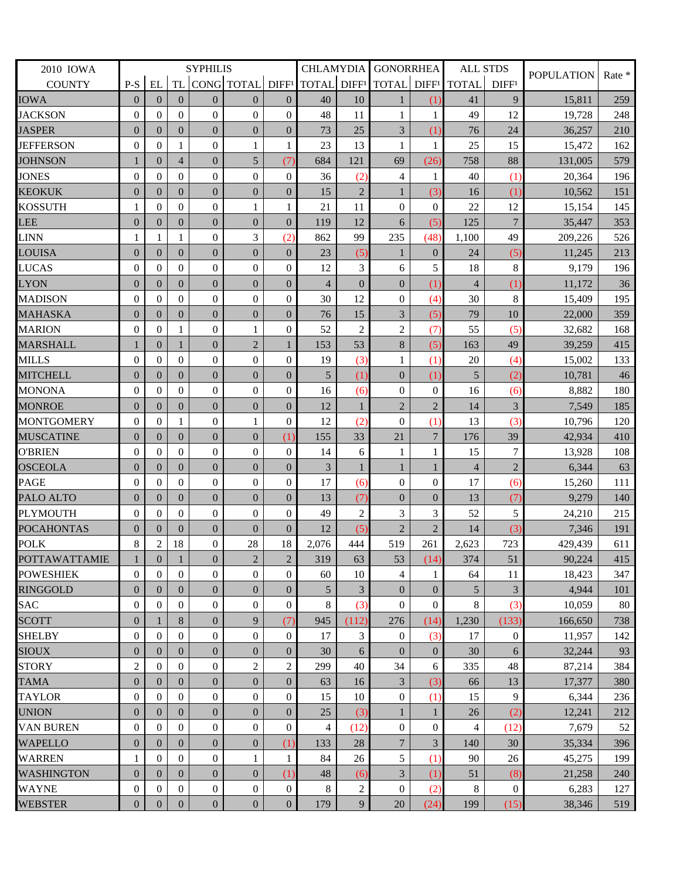| 2010 IOWA | SYPHILIS | | | | | | CHLAMYDIA | | GONORRHEA | | ALL STDS | | POPULATION | Rate * |
|---|---|---|---|---|---|---|---|---|---|---|---|---|---|---|
| COUNTY | P-S | EL | TL | CONG | TOTAL | DIFF[1] | TOTAL | DIFF[1] | TOTAL | DIFF[1] | TOTAL | DIFF[1] | | |
| IOWA | 0 | 0 | 0 | 0 | 0 | 0 | 40 | 10 | 1 | (1) | 41 | 9 | 15,811 | 259 |
| JACKSON | 0 | 0 | 0 | 0 | 0 | 0 | 48 | 11 | 1 | 1 | 49 | 12 | 19,728 | 248 |
| JASPER | 0 | 0 | 0 | 0 | 0 | 0 | 73 | 25 | 3 | (1) | 76 | 24 | 36,257 | 210 |
| JEFFERSON | 0 | 0 | 1 | 0 | 1 | 1 | 23 | 13 | 1 | 1 | 25 | 15 | 15,472 | 162 |
| JOHNSON | 1 | 0 | 4 | 0 | 5 | (7) | 684 | 121 | 69 | (26) | 758 | 88 | 131,005 | 579 |
| JONES | 0 | 0 | 0 | 0 | 0 | 0 | 36 | (2) | 4 | 1 | 40 | (1) | 20,364 | 196 |
| KEOKUK | 0 | 0 | 0 | 0 | 0 | 0 | 15 | 2 | 1 | (3) | 16 | (1) | 10,562 | 151 |
| KOSSUTH | 1 | 0 | 0 | 0 | 1 | 1 | 21 | 11 | 0 | 0 | 22 | 12 | 15,154 | 145 |
| LEE | 0 | 0 | 0 | 0 | 0 | 0 | 119 | 12 | 6 | (5) | 125 | 7 | 35,447 | 353 |
| LINN | 1 | 1 | 1 | 0 | 3 | (2) | 862 | 99 | 235 | (48) | 1,100 | 49 | 209,226 | 526 |
| LOUISA | 0 | 0 | 0 | 0 | 0 | 0 | 23 | (5) | 1 | 0 | 24 | (5) | 11,245 | 213 |
| LUCAS | 0 | 0 | 0 | 0 | 0 | 0 | 12 | 3 | 6 | 5 | 18 | 8 | 9,179 | 196 |
| LYON | 0 | 0 | 0 | 0 | 0 | 0 | 4 | 0 | 0 | (1) | 4 | (1) | 11,172 | 36 |
| MADISON | 0 | 0 | 0 | 0 | 0 | 0 | 30 | 12 | 0 | (4) | 30 | 8 | 15,409 | 195 |
| MAHASKA | 0 | 0 | 0 | 0 | 0 | 0 | 76 | 15 | 3 | (5) | 79 | 10 | 22,000 | 359 |
| MARION | 0 | 0 | 1 | 0 | 1 | 0 | 52 | 2 | 2 | (7) | 55 | (5) | 32,682 | 168 |
| MARSHALL | 1 | 0 | 1 | 0 | 2 | 1 | 153 | 53 | 8 | (5) | 163 | 49 | 39,259 | 415 |
| MILLS | 0 | 0 | 0 | 0 | 0 | 0 | 19 | (3) | 1 | (1) | 20 | (4) | 15,002 | 133 |
| MITCHELL | 0 | 0 | 0 | 0 | 0 | 0 | 5 | (1) | 0 | (1) | 5 | (2) | 10,781 | 46 |
| MONONA | 0 | 0 | 0 | 0 | 0 | 0 | 16 | (6) | 0 | 0 | 16 | (6) | 8,882 | 180 |
| MONROE | 0 | 0 | 0 | 0 | 0 | 0 | 12 | 1 | 2 | 2 | 14 | 3 | 7,549 | 185 |
| MONTGOMERY | 0 | 0 | 1 | 0 | 1 | 0 | 12 | (2) | 0 | (1) | 13 | (3) | 10,796 | 120 |
| MUSCATINE | 0 | 0 | 0 | 0 | 0 | (1) | 155 | 33 | 21 | 7 | 176 | 39 | 42,934 | 410 |
| O'BRIEN | 0 | 0 | 0 | 0 | 0 | 0 | 14 | 6 | 1 | 1 | 15 | 7 | 13,928 | 108 |
| OSCEOLA | 0 | 0 | 0 | 0 | 0 | 0 | 3 | 1 | 1 | 1 | 4 | 2 | 6,344 | 63 |
| PAGE | 0 | 0 | 0 | 0 | 0 | 0 | 17 | (6) | 0 | 0 | 17 | (6) | 15,260 | 111 |
| PALO ALTO | 0 | 0 | 0 | 0 | 0 | 0 | 13 | (7) | 0 | 0 | 13 | (7) | 9,279 | 140 |
| PLYMOUTH | 0 | 0 | 0 | 0 | 0 | 0 | 49 | 2 | 3 | 3 | 52 | 5 | 24,210 | 215 |
| POCAHONTAS | 0 | 0 | 0 | 0 | 0 | 0 | 12 | (5) | 2 | 2 | 14 | (3) | 7,346 | 191 |
| POLK | 8 | 2 | 18 | 0 | 28 | 18 | 2,076 | 444 | 519 | 261 | 2,623 | 723 | 429,439 | 611 |
| POTTAWATTAMIE | 1 | 0 | 1 | 0 | 2 | 2 | 319 | 63 | 53 | (14) | 374 | 51 | 90,224 | 415 |
| POWESHIEK | 0 | 0 | 0 | 0 | 0 | 0 | 60 | 10 | 4 | 1 | 64 | 11 | 18,423 | 347 |
| RINGGOLD | 0 | 0 | 0 | 0 | 0 | 0 | 5 | 3 | 0 | 0 | 5 | 3 | 4,944 | 101 |
| SAC | 0 | 0 | 0 | 0 | 0 | 0 | 8 | (3) | 0 | 0 | 8 | (3) | 10,059 | 80 |
| SCOTT | 0 | 1 | 8 | 0 | 9 | (7) | 945 | (112) | 276 | (14) | 1,230 | (133) | 166,650 | 738 |
| SHELBY | 0 | 0 | 0 | 0 | 0 | 0 | 17 | 3 | 0 | (3) | 17 | 0 | 11,957 | 142 |
| SIOUX | 0 | 0 | 0 | 0 | 0 | 0 | 30 | 6 | 0 | 0 | 30 | 6 | 32,244 | 93 |
| STORY | 2 | 0 | 0 | 0 | 2 | 2 | 299 | 40 | 34 | 6 | 335 | 48 | 87,214 | 384 |
| TAMA | 0 | 0 | 0 | 0 | 0 | 0 | 63 | 16 | 3 | (3) | 66 | 13 | 17,377 | 380 |
| TAYLOR | 0 | 0 | 0 | 0 | 0 | 0 | 15 | 10 | 0 | (1) | 15 | 9 | 6,344 | 236 |
| UNION | 0 | 0 | 0 | 0 | 0 | 0 | 25 | (3) | 1 | 1 | 26 | (2) | 12,241 | 212 |
| VAN BUREN | 0 | 0 | 0 | 0 | 0 | 0 | 4 | (12) | 0 | 0 | 4 | (12) | 7,679 | 52 |
| WAPELLO | 0 | 0 | 0 | 0 | 0 | (1) | 133 | 28 | 7 | 3 | 140 | 30 | 35,334 | 396 |
| WARREN | 1 | 0 | 0 | 0 | 1 | 1 | 84 | 26 | 5 | (1) | 90 | 26 | 45,275 | 199 |
| WASHINGTON | 0 | 0 | 0 | 0 | 0 | (1) | 48 | (6) | 3 | (1) | 51 | (8) | 21,258 | 240 |
| WAYNE | 0 | 0 | 0 | 0 | 0 | 0 | 8 | 2 | 0 | (2) | 8 | 0 | 6,283 | 127 |
| WEBSTER | 0 | 0 | 0 | 0 | 0 | 0 | 179 | 9 | 20 | (24) | 199 | (15) | 38,346 | 519 |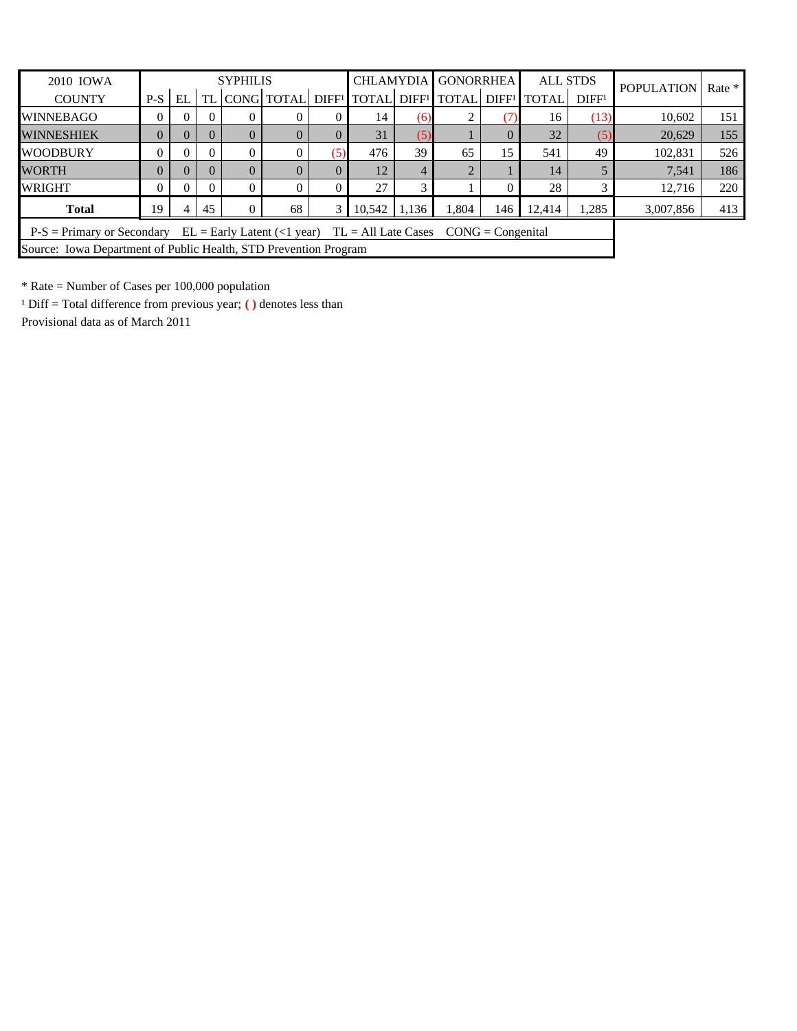| 2010 IOWA | SYPHILIS | | | | | | CHLAMYDIA | | GONORRHEA | | ALL STDS | | POPULATION | Rate * |
|---|---|---|---|---|---|---|---|---|---|---|---|---|---|---|
| COUNTY | P-S | EL | TL | CONG | TOTAL | DIFF¹ | TOTAL | DIFF¹ | TOTAL | DIFF¹ | TOTAL | DIFF¹ | | |
| WINNEBAGO | 0 | 0 | 0 | 0 | 0 | 0 | 14 | (6) | 2 | (7) | 16 | (13) | 10,602 | 151 |
| WINNESHIEK | 0 | 0 | 0 | 0 | 0 | 0 | 31 | (5) | 1 | 0 | 32 | (5) | 20,629 | 155 |
| WOODBURY | 0 | 0 | 0 | 0 | 0 | (5) | 476 | 39 | 65 | 15 | 541 | 49 | 102,831 | 526 |
| WORTH | 0 | 0 | 0 | 0 | 0 | 0 | 12 | 4 | 2 | 1 | 14 | 5 | 7,541 | 186 |
| WRIGHT | 0 | 0 | 0 | 0 | 0 | 0 | 27 | 3 | 1 | 0 | 28 | 3 | 12,716 | 220 |
| **Total** | 19 | 4 | 45 | 0 | 68 | 3 | 10,542 | 1,136 | 1,804 | 146 | 12,414 | 1,285 | 3,007,856 | 413 |

P-S = Primary or Secondary  EL = Early Latent (<1 year)  TL = All Late Cases  CONG = Congenital

Source: Iowa Department of Public Health, STD Prevention Program

* Rate = Number of Cases per 100,000 population

¹ Diff = Total difference from previous year; **( )** denotes less than

Provisional data as of March 2011